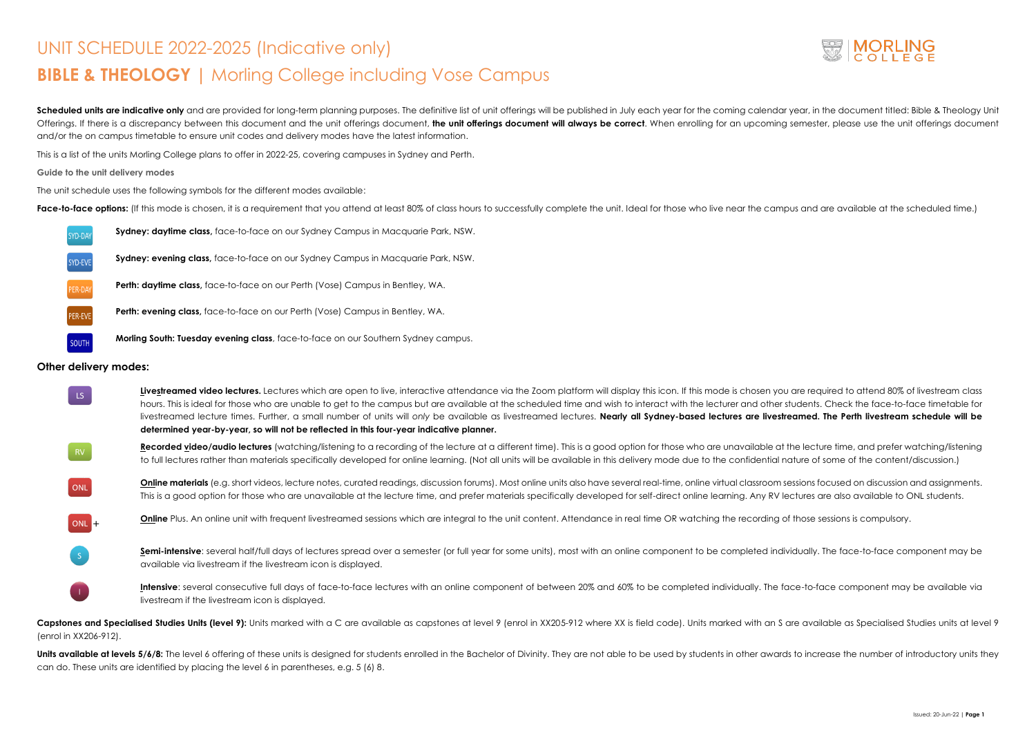# UNIT SCHEDULE 2022-2025 (Indicative only)

## **BIBLE & THEOLOGY** | Morling College including Vose Campus

**Scheduled units are indicative only** and are provided for long-term planning purposes. The definitive list of unit offerings will be published in July each year for the coming calendar year, in the document titled: Bible & Theology Unit Offerings. If there is a discrepancy between this document and the unit offerings document, **the unit offerings document will always be correct**. When enrolling for an upcoming semester, please use the unit offerings document and/or the on campus timetable to ensure unit codes and delivery modes have the latest information.

This is a list of the units Morling College plans to offer in 2022-25, covering campuses in Sydney and Perth.

**Guide to the unit delivery modes**

The unit schedule uses the following symbols for the different modes available:

**Face-to-face options:** (If this mode is chosen, it is a requirement that you attend at least 80% of class hours to successfully complete the unit. Ideal for those who live near the campus and are available at the scheduled time.)

- SYD-DAY — **Sydney: daytime class,** face-to-face on our Sydney Campus in Macquarie Park, NSW.
- SYD-EVE — **Sydney: evening class,** face-to-face on our Sydney Campus in Macquarie Park, NSW.
- PER-DAY — **Perth: daytime class,** face-to-face on our Perth (Vose) Campus in Bentley, WA.
- PER-EVE — **Perth: evening class,** face-to-face on our Perth (Vose) Campus in Bentley, WA.
- SOUTH — **Morling South: Tuesday evening class**, face-to-face on our Southern Sydney campus.

### Other delivery modes:

- LS — **Livestreamed video lectures.** Lectures which are open to live, interactive attendance via the Zoom platform will display this icon. If this mode is chosen you are required to attend 80% of livestream class hours. This is ideal for those who are unable to get to the campus but are available at the scheduled time and wish to interact with the lecturer and other students. Check the face-to-face timetable for livestreamed lecture times. Further, a small number of units will *only* be available as livestreamed lectures. **Nearly all Sydney-based lectures are livestreamed. The Perth livestream schedule will be determined year-by-year, so will not be reflected in this four-year indicative planner.**
- RV — **Recorded video/audio lectures** (watching/listening to a recording of the lecture at a different time). This is a good option for those who are unavailable at the lecture time, and prefer watching/listening to full lectures rather than materials specifically developed for online learning. (Not all units will be available in this delivery mode due to the confidential nature of some of the content/discussion.)
- ONL — **Online materials** (e.g. short videos, lecture notes, curated readings, discussion forums). Most online units also have several real-time, online virtual classroom sessions focused on discussion and assignments. This is a good option for those who are unavailable at the lecture time, and prefer materials specifically developed for self-direct online learning. Any RV lectures are also available to ONL students.
- ONL+ — **Online** Plus. An online unit with frequent livestreamed sessions which are integral to the unit content. Attendance in real time OR watching the recording of those sessions is compulsory.
- S — **Semi-intensive**: several half/full days of lectures spread over a semester (or full year for some units), most with an online component to be completed individually. The face-to-face component may be available via livestream if the livestream icon is displayed.
- I — **Intensive**: several consecutive full days of face-to-face lectures with an online component of between 20% and 60% to be completed individually. The face-to-face component may be available via livestream if the livestream icon is displayed.

**Capstones and Specialised Studies Units (level 9):** Units marked with a C are available as capstones at level 9 (enrol in XX205-912 where XX is field code). Units marked with an S are available as Specialised Studies units at level 9 (enrol in XX206-912).

**Units available at levels 5/6/8:** The level 6 offering of these units is designed for students enrolled in the Bachelor of Divinity. They are not able to be used by students in other awards to increase the number of introductory units they can do. These units are identified by placing the level 6 in parentheses, e.g. 5 (6) 8.

Issued: 20-Jun-22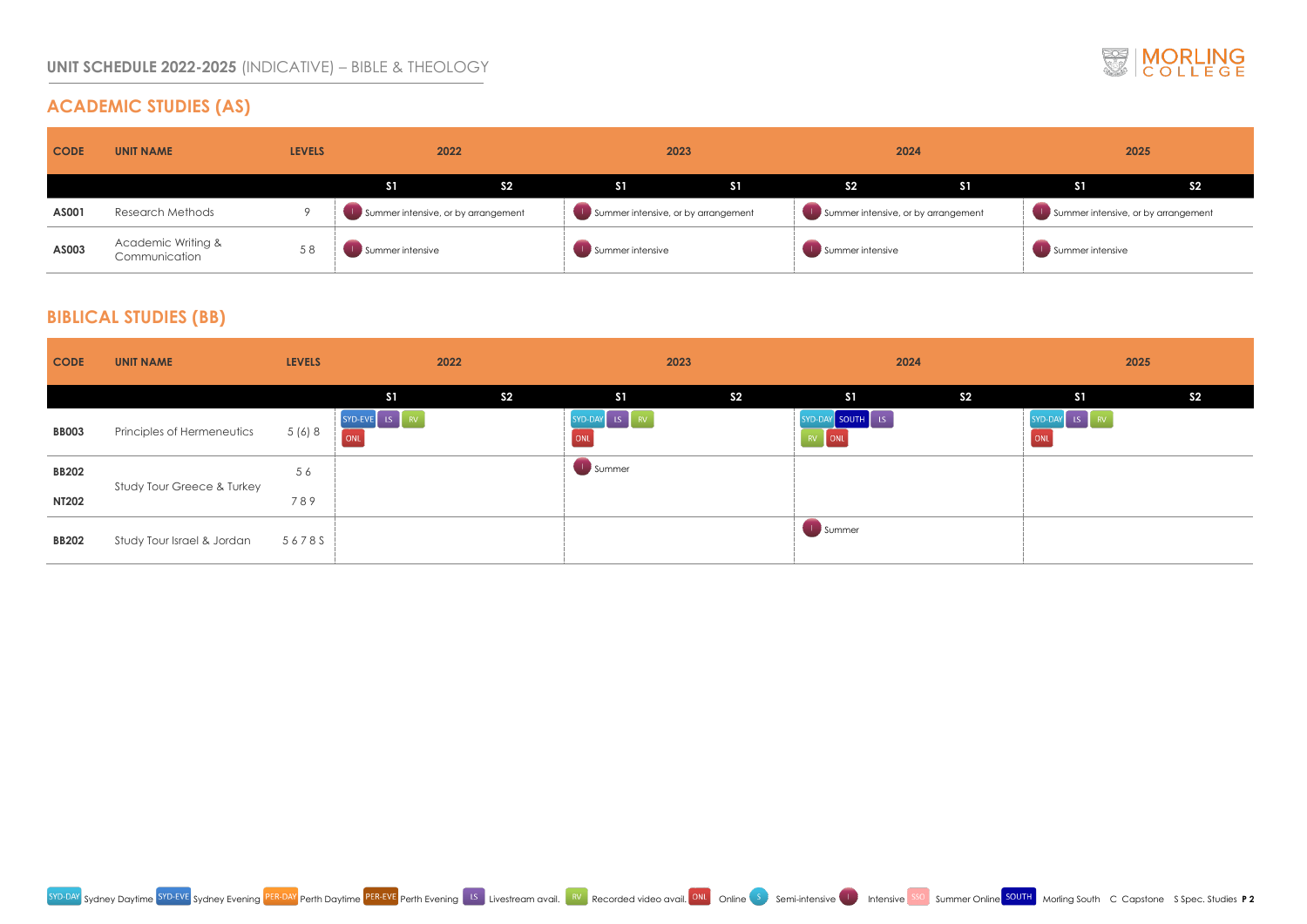## UNIT SCHEDULE 2022-2025 (INDICATIVE) – BIBLE & THEOLOGY

## ACADEMIC STUDIES (AS)

| CODE | UNIT NAME | LEVELS | 2022 | | 2023 | | 2024 | | 2025 | |
|---|---|---|---|---|---|---|---|---|---|---|
| | | | S1 | S2 | S1 | S1 | S2 | S1 | S1 | S2 |
| AS001 | Research Methods | 9 | I Summer intensive, or by arrangement | | I Summer intensive, or by arrangement | | I Summer intensive, or by arrangement | | I Summer intensive, or by arrangement | |
| AS003 | Academic Writing & Communication | 5 8 | I Summer intensive | | I Summer intensive | | I Summer intensive | | I Summer intensive | |

## BIBLICAL STUDIES (BB)

| CODE | UNIT NAME | LEVELS | 2022 | | 2023 | | 2024 | | 2025 | |
|---|---|---|---|---|---|---|---|---|---|---|
| | | | S1 | S2 | S1 | S2 | S1 | S2 | S1 | S2 |
| BB003 | Principles of Hermeneutics | 5 (6) 8 | SYD-EVE LS RV ONL | | SYD-DAY LS RV ONL | | SYD-DAY SOUTH LS RV ONL | | SYD-DAY LS RV ONL | |
| BB202 / NT202 | Study Tour Greece & Turkey | 5 6 / 7 8 9 | | | I Summer | | | | | |
| BB202 | Study Tour Israel & Jordan | 5 6 7 8 S | | | | | I Summer | | | |

SYD-DAY Sydney Daytime · SYD-EVE Sydney Evening · PER-DAY Perth Daytime · PER-EVE Perth Evening · LS Livestream avail. · RV Recorded video avail. · ONL Online · S Semi-intensive · I Intensive · SSO Summer Online · SOUTH Morling South · C Capstone · S Spec. Studies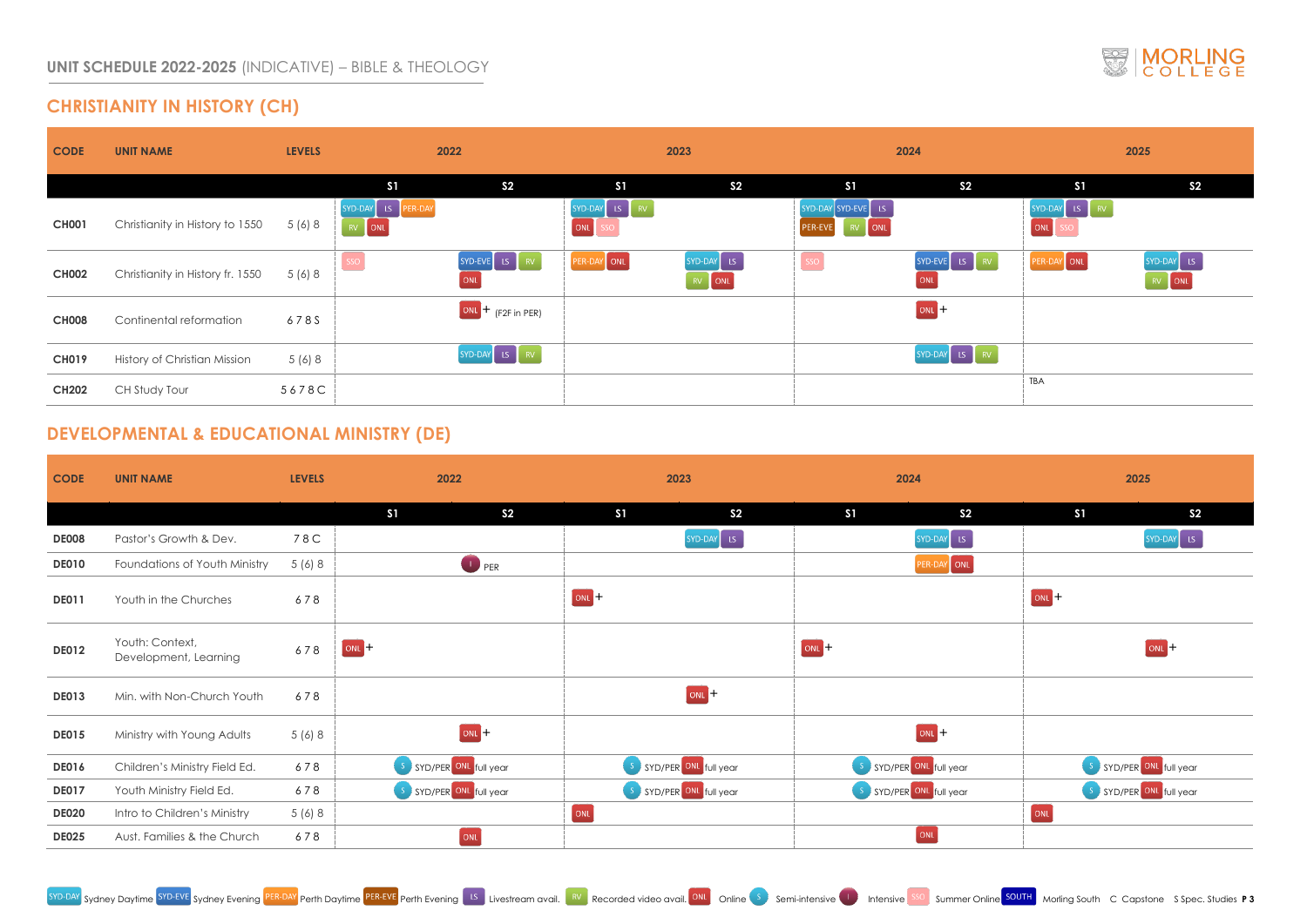UNIT SCHEDULE 2022-2025 (INDICATIVE) – BIBLE & THEOLOGY

MORLING COLLEGE

## CHRISTIANITY IN HISTORY (CH)

| CODE | UNIT NAME | LEVELS | 2022 S1 | 2022 S2 | 2023 S1 | 2023 S2 | 2024 S1 | 2024 S2 | 2025 S1 | 2025 S2 |
|---|---|---|---|---|---|---|---|---|---|---|
| CH001 | Christianity in History to 1550 | 5 (6) 8 | SYD-DAY LS PER-DAY RV ONL | | SYD-DAY LS RV ONL SSO | | SYD-DAY SYD-EVE LS PER-EVE RV ONL | | SYD-DAY LS RV ONL SSO | |
| CH002 | Christianity in History fr. 1550 | 5 (6) 8 | SSO | SYD-EVE LS RV ONL | PER-DAY ONL | SYD-DAY LS RV ONL | SSO | SYD-EVE LS RV ONL | PER-DAY ONL | SYD-DAY LS RV ONL |
| CH008 | Continental reformation | 6 7 8 S | | ONL + (F2F in PER) | | | | ONL + | | |
| CH019 | History of Christian Mission | 5 (6) 8 | | SYD-DAY LS RV | | | | SYD-DAY LS RV | | |
| CH202 | CH Study Tour | 5 6 7 8 C | | | | | | | TBA | |

## DEVELOPMENTAL & EDUCATIONAL MINISTRY (DE)

| CODE | UNIT NAME | LEVELS | 2022 S1 | 2022 S2 | 2023 S1 | 2023 S2 | 2024 S1 | 2024 S2 | 2025 S1 | 2025 S2 |
|---|---|---|---|---|---|---|---|---|---|---|
| DE008 | Pastor's Growth & Dev. | 7 8 C | | | | SYD-DAY LS | | SYD-DAY LS | | SYD-DAY LS |
| DE010 | Foundations of Youth Ministry | 5 (6) 8 | | I PER | | | | PER-DAY ONL | | |
| DE011 | Youth in the Churches | 6 7 8 | | | ONL + | | | | ONL + | |
| DE012 | Youth: Context, Development, Learning | 6 7 8 | ONL + | | | | ONL + | | | ONL + |
| DE013 | Min. with Non-Church Youth | 6 7 8 | | | | ONL + | | | | |
| DE015 | Ministry with Young Adults | 5 (6) 8 | | ONL + | | | | ONL + | | |
| DE016 | Children's Ministry Field Ed. | 6 7 8 | S SYD/PER ONL full year | | S SYD/PER ONL full year | | S SYD/PER ONL full year | | S SYD/PER ONL full year | |
| DE017 | Youth Ministry Field Ed. | 6 7 8 | S SYD/PER ONL full year | | S SYD/PER ONL full year | | S SYD/PER ONL full year | | S SYD/PER ONL full year | |
| DE020 | Intro to Children's Ministry | 5 (6) 8 | | | ONL | | | | ONL | |
| DE025 | Aust. Families & the Church | 6 7 8 | | ONL | | | | ONL | | |

SYD-DAY Sydney Daytime · SYD-EVE Sydney Evening · PER-DAY Perth Daytime · PER-EVE Perth Evening · LS Livestream avail. · RV Recorded video avail. · ONL Online · S Semi-intensive · I Intensive · SSO Summer Online · SOUTH Morling South · C Capstone · S Spec. Studies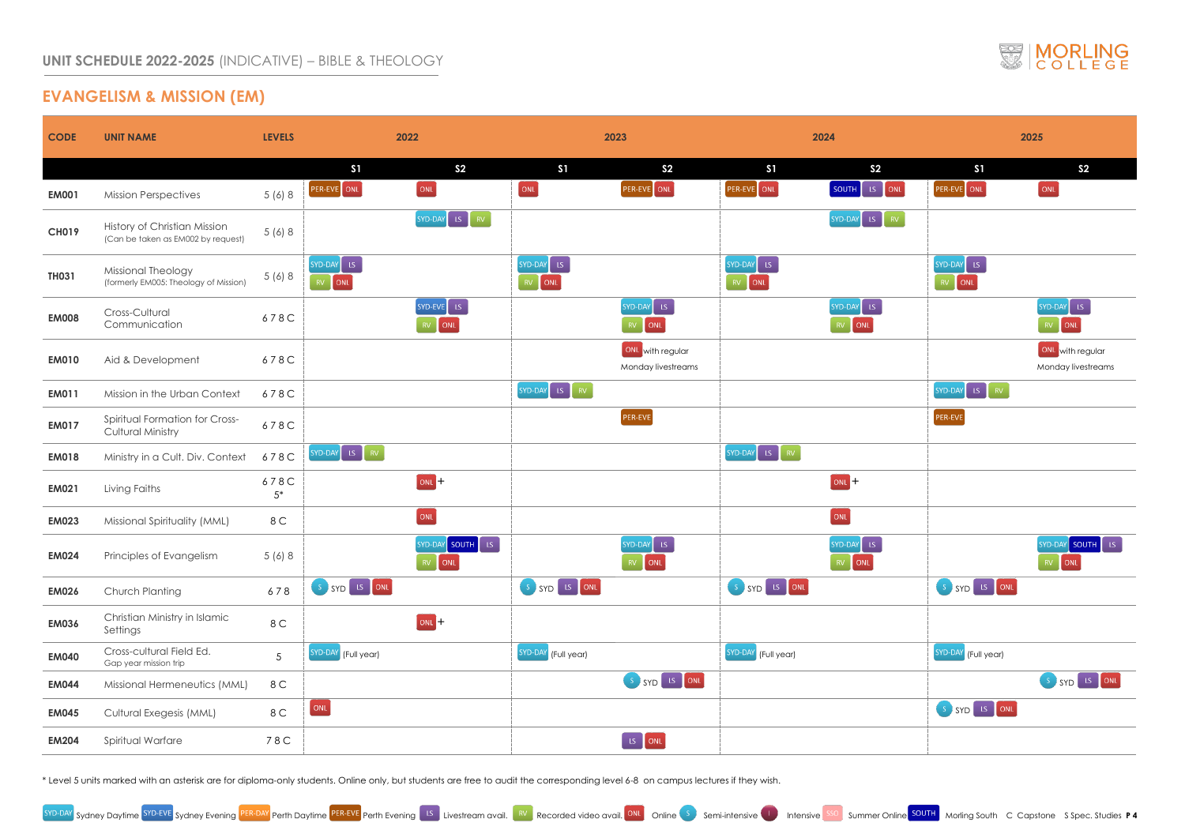# UNIT SCHEDULE 2022-2025 (INDICATIVE) – BIBLE & THEOLOGY

## EVANGELISM & MISSION (EM)

| CODE | UNIT NAME | LEVELS | 2022 S1 | 2022 S2 | 2023 S1 | 2023 S2 | 2024 S1 | 2024 S2 | 2025 S1 | 2025 S2 |
|---|---|---|---|---|---|---|---|---|---|---|
| EM001 | Mission Perspectives | 5 (6) 8 | PER-EVE ONL | ONL | ONL | PER-EVE ONL | PER-EVE ONL | SOUTH LS ONL | PER-EVE ONL | ONL |
| CH019 | History of Christian Mission (Can be taken as EM002 by request) | 5 (6) 8 | | SYD-DAY LS RV | | | | SYD-DAY LS RV | | |
| TH031 | Missional Theology (formerly EM005: Theology of Mission) | 5 (6) 8 | SYD-DAY LS RV ONL | | SYD-DAY LS RV ONL | | SYD-DAY LS RV ONL | | SYD-DAY LS RV ONL | |
| EM008 | Cross-Cultural Communication | 6 7 8 C | | SYD-EVE LS RV ONL | | SYD-DAY LS RV ONL | | SYD-DAY LS RV ONL | | SYD-DAY LS RV ONL |
| EM010 | Aid & Development | 6 7 8 C | | | | ONL with regular Monday livestreams | | | | ONL with regular Monday livestreams |
| EM011 | Mission in the Urban Context | 6 7 8 C | | | SYD-DAY LS RV | | | | SYD-DAY LS RV | |
| EM017 | Spiritual Formation for Cross-Cultural Ministry | 6 7 8 C | | | | PER-EVE | | | PER-EVE | |
| EM018 | Ministry in a Cult. Div. Context | 6 7 8 C | SYD-DAY LS RV | | | | SYD-DAY LS RV | | | |
| EM021 | Living Faiths | 6 7 8 C 5* | | ONL + | | | | ONL + | | |
| EM023 | Missional Spirituality (MML) | 8 C | | ONL | | | | ONL | | |
| EM024 | Principles of Evangelism | 5 (6) 8 | | SYD-DAY SOUTH LS RV ONL | | SYD-DAY LS RV ONL | | SYD-DAY LS RV ONL | | SYD-DAY SOUTH LS RV ONL |
| EM026 | Church Planting | 6 7 8 | S SYD LS ONL | | S SYD LS ONL | | S SYD LS ONL | | S SYD LS ONL | |
| EM036 | Christian Ministry in Islamic Settings | 8 C | | ONL + | | | | | | |
| EM040 | Cross-cultural Field Ed. Gap year mission trip | 5 | SYD-DAY (Full year) | | SYD-DAY (Full year) | | SYD-DAY (Full year) | | SYD-DAY (Full year) | |
| EM044 | Missional Hermeneutics (MML) | 8 C | | | | S SYD LS ONL | | | | S SYD LS ONL |
| EM045 | Cultural Exegesis (MML) | 8 C | ONL | | | | | | S SYD LS ONL | |
| EM204 | Spiritual Warfare | 7 8 C | | | | LS ONL | | | | |

* Level 5 units marked with an asterisk are for diploma-only students. Online only, but students are free to audit the corresponding level 6-8 on campus lectures if they wish.

SYD-DAY Sydney Daytime | SYD-EVE Sydney Evening | PER-DAY Perth Daytime | PER-EVE Perth Evening | LS Livestream avail. | RV Recorded video avail. | ONL Online | S Semi-intensive | I Intensive | SSO Summer Online | SOUTH Morling South | C Capstone | S Spec. Studies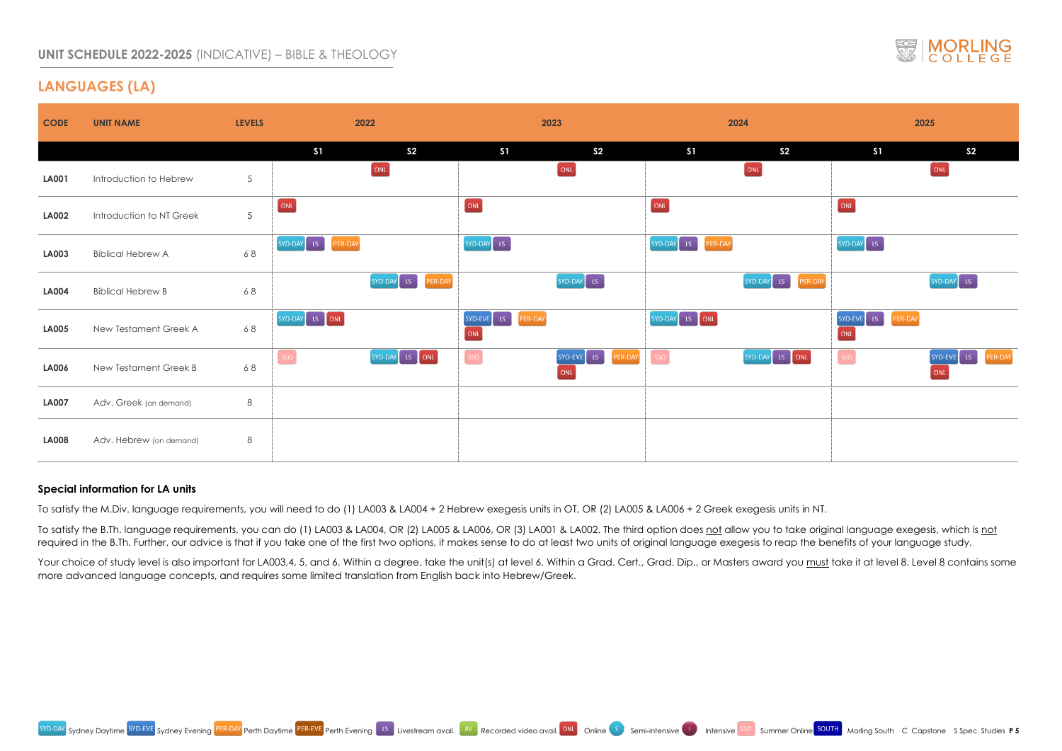## UNIT SCHEDULE 2022-2025 (INDICATIVE) – BIBLE & THEOLOGY

# LANGUAGES (LA)

| CODE | UNIT NAME | LEVELS | 2022 S1 | 2022 S2 | 2023 S1 | 2023 S2 | 2024 S1 | 2024 S2 | 2025 S1 | 2025 S2 |
|---|---|---|---|---|---|---|---|---|---|---|
| LA001 | Introduction to Hebrew | 5 | | ONL | | ONL | | ONL | | ONL |
| LA002 | Introduction to NT Greek | 5 | ONL | | ONL | | ONL | | ONL | |
| LA003 | Biblical Hebrew A | 6 8 | SYD-DAY LS PER-DAY | | SYD-DAY LS | | SYD-DAY LS PER-DAY | | SYD-DAY LS | |
| LA004 | Biblical Hebrew B | 6 8 | | SYD-DAY LS PER-DAY | | SYD-DAY LS | | SYD-DAY LS PER-DAY | | SYD-DAY LS |
| LA005 | New Testament Greek A | 6 8 | SYD-DAY LS ONL | | SYD-EVE LS PER-DAY ONL | | SYD-DAY LS ONL | | SYD-EVE LS PER-DAY ONL | |
| LA006 | New Testament Greek B | 6 8 | SSO | SYD-DAY LS ONL | SSO | SYD-EVE LS PER-DAY ONL | SSO | SYD-DAY LS ONL | SSO | SYD-EVE LS PER-DAY ONL |
| LA007 | Adv. Greek (on demand) | 8 | | | | | | | | |
| LA008 | Adv. Hebrew (on demand) | 8 | | | | | | | | |

### Special information for LA units

To satisfy the M.Div. language requirements, you will need to do (1) LA003 & LA004 + 2 Hebrew exegesis units in OT, OR (2) LA005 & LA006 + 2 Greek exegesis units in NT.

To satisfy the B.Th. language requirements, you can do (1) LA003 & LA004, OR (2) LA005 & LA006, OR (3) LA001 & LA002. The third option does not allow you to take original language exegesis, which is not required in the B.Th. Further, our advice is that if you take one of the first two options, it makes sense to do at least two units of original language exegesis to reap the benefits of your language study.

Your choice of study level is also important for LA003,4, 5, and 6. Within a degree, take the unit(s) at level 6. Within a Grad. Cert., Grad. Dip., or Masters award you must take it at level 8. Level 8 contains some more advanced language concepts, and requires some limited translation from English back into Hebrew/Greek.

SYD-DAY Sydney Daytime · SYD-EVE Sydney Evening · PER-DAY Perth Daytime · PER-EVE Perth Evening · LS Livestream avail. · RV Recorded video avail. · ONL Online · S Semi-intensive · I Intensive · SSO Summer Online · SOUTH Morling South · C Capstone · S Spec. Studies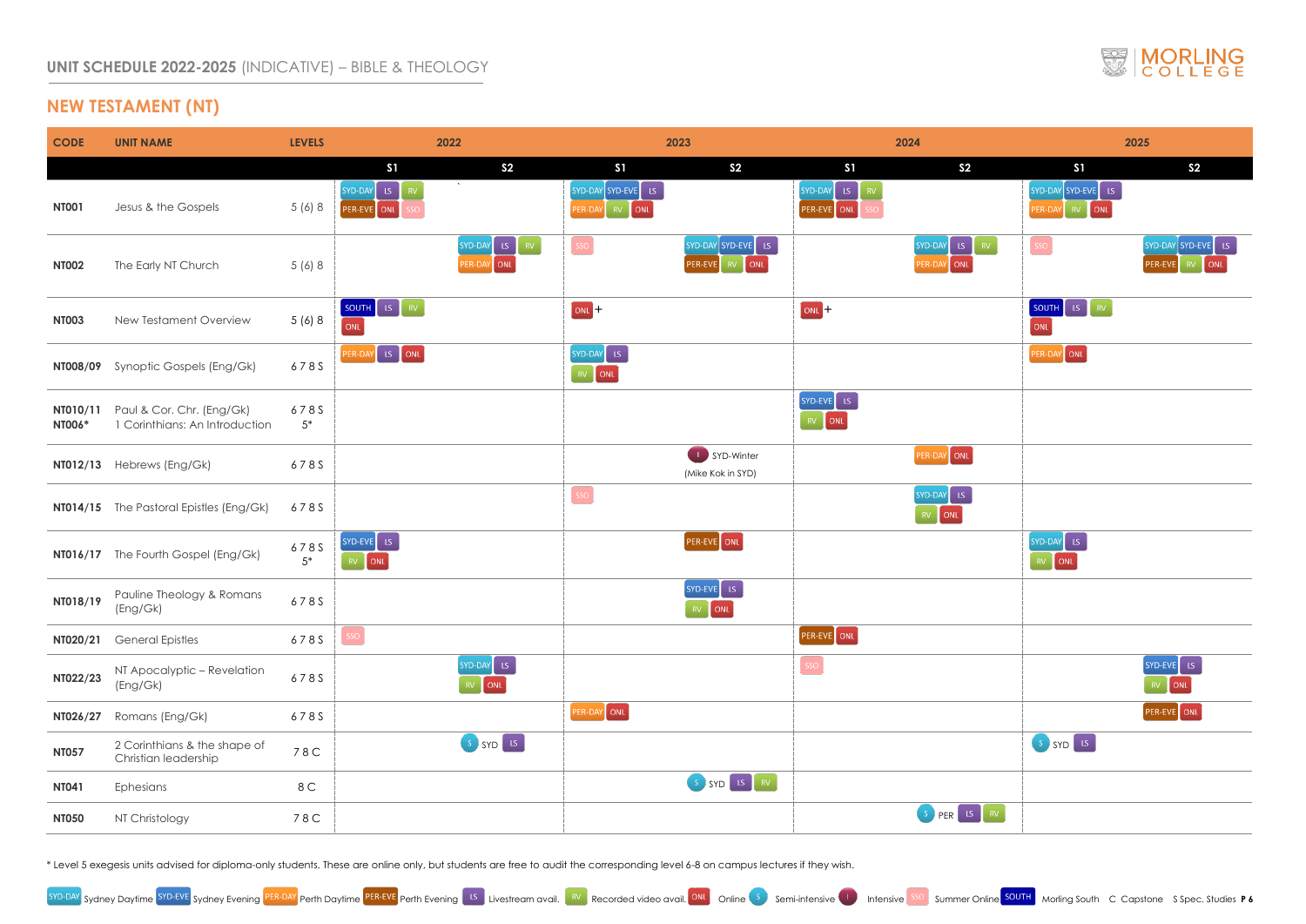# UNIT SCHEDULE 2022-2025 (INDICATIVE) – BIBLE & THEOLOGY

## NEW TESTAMENT (NT)

| CODE | UNIT NAME | LEVELS | 2022 S1 | 2022 S2 | 2023 S1 | 2023 S2 | 2024 S1 | 2024 S2 | 2025 S1 | 2025 S2 |
|---|---|---|---|---|---|---|---|---|---|---|
| NT001 | Jesus & the Gospels | 5 (6) 8 | SYD-DAY LS RV PER-EVE ONL SSO | | SYD-DAY SYD-EVE LS PER-DAY RV ONL | | SYD-DAY LS RV PER-EVE ONL SSO | | SYD-DAY SYD-EVE LS PER-DAY RV ONL | |
| NT002 | The Early NT Church | 5 (6) 8 | | SYD-DAY LS RV PER-DAY ONL | SSO | SYD-DAY SYD-EVE LS PER-EVE RV ONL | | SYD-DAY LS RV PER-DAY ONL | SSO | SYD-DAY SYD-EVE LS PER-EVE RV ONL |
| NT003 | New Testament Overview | 5 (6) 8 | SOUTH LS RV ONL | | ONL + | | ONL + | | SOUTH LS RV ONL | |
| NT008/09 | Synoptic Gospels (Eng/Gk) | 6 7 8 S | PER-DAY LS ONL | | SYD-DAY LS RV ONL | | | | PER-DAY ONL | |
| NT010/11 NT006* | Paul & Cor. Chr. (Eng/Gk) 1 Corinthians: An Introduction | 6 7 8 S 5* | | | | | SYD-EVE LS RV ONL | | | |
| NT012/13 | Hebrews (Eng/Gk) | 6 7 8 S | | | | I SYD-Winter (Mike Kok in SYD) | | PER-DAY ONL | | |
| NT014/15 | The Pastoral Epistles (Eng/Gk) | 6 7 8 S | | | SSO | | | SYD-DAY LS RV ONL | | |
| NT016/17 | The Fourth Gospel (Eng/Gk) | 6 7 8 S 5* | SYD-EVE LS RV ONL | | | PER-EVE ONL | | | SYD-DAY LS RV ONL | |
| NT018/19 | Pauline Theology & Romans (Eng/Gk) | 6 7 8 S | | | | SYD-EVE LS RV ONL | | | | |
| NT020/21 | General Epistles | 6 7 8 S | SSO | | | | PER-EVE ONL | | | |
| NT022/23 | NT Apocalyptic – Revelation (Eng/Gk) | 6 7 8 S | | SYD-DAY LS RV ONL | | | SSO | | | SYD-EVE LS RV ONL |
| NT026/27 | Romans (Eng/Gk) | 6 7 8 S | | | PER-DAY ONL | | | | | PER-EVE ONL |
| NT057 | 2 Corinthians & the shape of Christian leadership | 7 8 C | | S SYD LS | | | | | S SYD LS | |
| NT041 | Ephesians | 8 C | | | | S SYD LS RV | | | | |
| NT050 | NT Christology | 7 8 C | | | | | | S PER LS RV | | |

* Level 5 exegesis units advised for diploma-only students. These are online only, but students are free to audit the corresponding level 6-8 on campus lectures if they wish.

SYD-DAY Sydney Daytime · SYD-EVE Sydney Evening · PER-DAY Perth Daytime · PER-EVE Perth Evening · LS Livestream avail. · RV Recorded video avail. · ONL Online · S Semi-intensive · I Intensive · SSO Summer Online · SOUTH Morling South · C Capstone · S Spec. Studies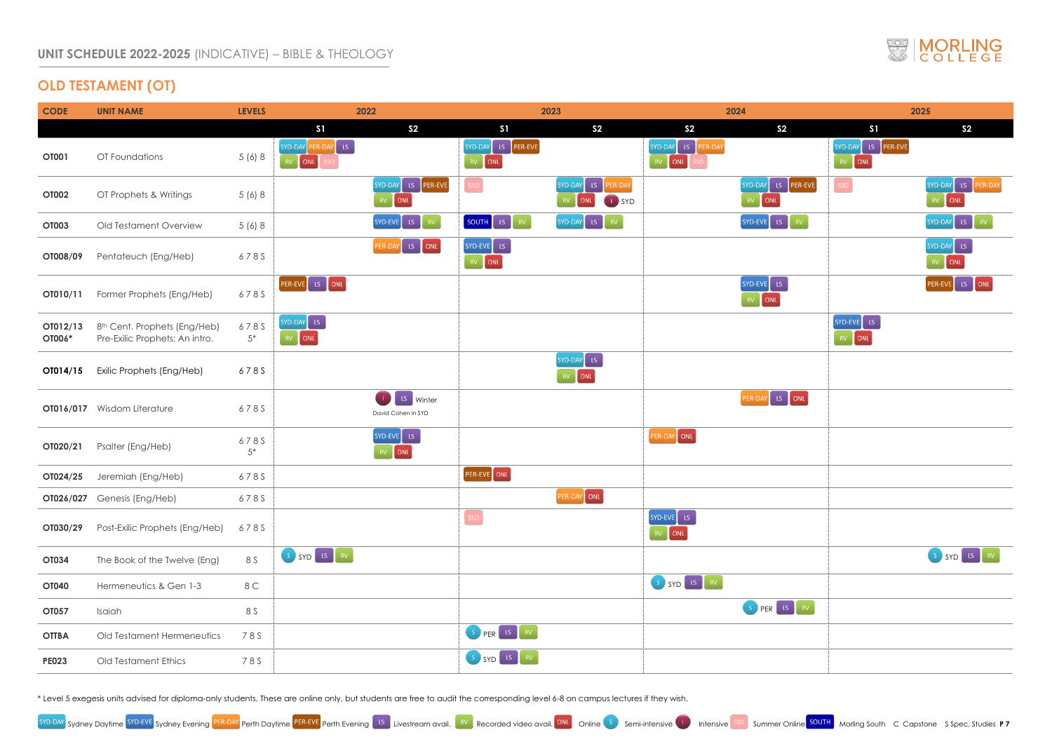# UNIT SCHEDULE 2022-2025 (INDICATIVE) – BIBLE & THEOLOGY

## OLD TESTAMENT (OT)

| CODE | UNIT NAME | LEVELS | 2022 S1 | 2022 S2 | 2023 S1 | 2023 S2 | 2024 S2 | 2024 S2 | 2025 S1 | 2025 S2 |
|---|---|---|---|---|---|---|---|---|---|---|
| OT001 | OT Foundations | 5 (6) 8 | SYD-DAY PER-DAY LS RV ONL SSO | | SYD-DAY LS PER-EVE RV ONL | | SYD-DAY LS PER-DAY RV ONL SSO | | SYD-DAY LS PER-EVE RV ONL | |
| OT002 | OT Prophets & Writings | 5 (6) 8 | | SYD-DAY LS PER-EVE RV ONL | SSO | SYD-DAY LS PER-DAY RV ONL I SYD | | SYD-DAY LS PER-EVE RV ONL | SSO | SYD-DAY LS PER-DAY RV ONL |
| OT003 | Old Testament Overview | 5 (6) 8 | | SYD-EVE LS RV | SOUTH LS RV | SYD-DAY LS RV | | SYD-EVE LS RV | | SYD-DAY LS RV |
| OT008/09 | Pentateuch (Eng/Heb) | 6 7 8 S | | PER-DAY LS ONL | SYD-EVE LS RV ONL | | | | | SYD-DAY LS RV ONL |
| OT010/11 | Former Prophets (Eng/Heb) | 6 7 8 S | PER-EVE LS ONL | | | | | SYD-EVE LS RV ONL | | PER-EVE LS ONL |
| OT012/13<br>OT006* | 8th Cent. Prophets (Eng/Heb)<br>Pre-Exilic Prophets: An intro. | 6 7 8 S<br>5* | SYD-DAY LS RV ONL | | | | | | SYD-EVE LS RV ONL | |
| OT014/15 | Exilic Prophets (Eng/Heb) | 6 7 8 S | | | | SYD-DAY LS RV ONL | | | | |
| OT016/017 | Wisdom Literature | 6 7 8 S | | I LS Winter<br>David Cohen in SYD | | | | PER-DAY LS ONL | | |
| OT020/21 | Psalter (Eng/Heb) | 6 7 8 S<br>5* | | SYD-EVE LS RV ONL | | | PER-DAY ONL | | | |
| OT024/25 | Jeremiah (Eng/Heb) | 6 7 8 S | | | PER-EVE ONL | | | | | |
| OT026/027 | Genesis (Eng/Heb) | 6 7 8 S | | | | PER-DAY ONL | | | | |
| OT030/29 | Post-Exilic Prophets (Eng/Heb) | 6 7 8 S | | | SSO | | SYD-EVE LS RV ONL | | | |
| OT034 | The Book of the Twelve (Eng) | 8 S | S SYD LS RV | | | | | | | S SYD LS RV |
| OT040 | Hermeneutics & Gen 1-3 | 8 C | | | | | S SYD LS RV | | | |
| OT057 | Isaiah | 8 S | | | | | | S PER LS RV | | |
| OTTBA | Old Testament Hermeneutics | 7 8 S | | | S PER LS RV | | | | | |
| PE023 | Old Testament Ethics | 7 8 S | | | S SYD LS RV | | | | | |

\* Level 5 exegesis units advised for diploma-only students. These are online only, but students are free to audit the corresponding level 6-8 on campus lectures if they wish.

SYD-DAY Sydney Daytime | SYD-EVE Sydney Evening | PER-DAY Perth Daytime | PER-EVE Perth Evening | LS Livestream avail. | RV Recorded video avail. | ONL Online | S Semi-intensive | I Intensive | SSO Summer Online | SOUTH Morling South | C Capstone | S Spec. Studies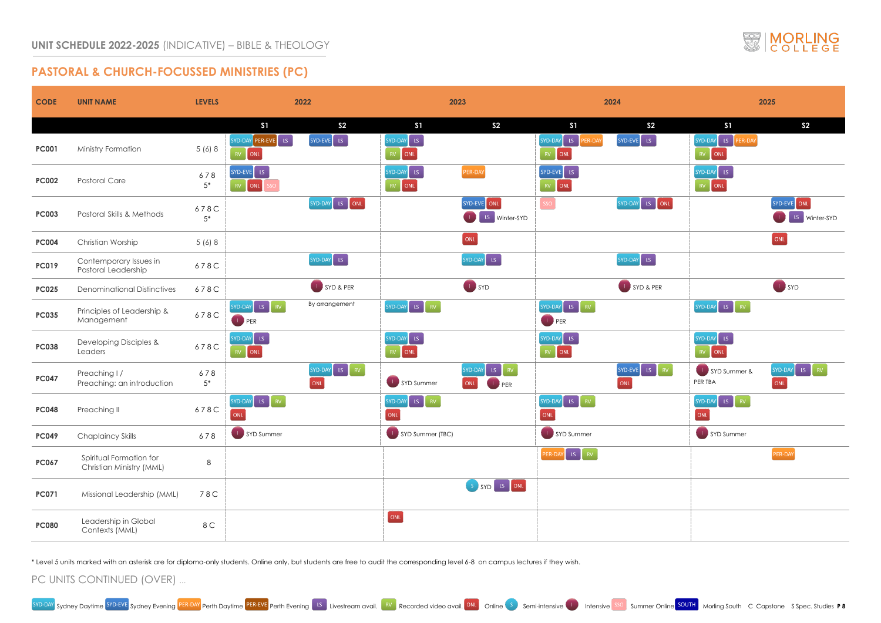UNIT SCHEDULE 2022-2025 (INDICATIVE) – BIBLE & THEOLOGY

## PASTORAL & CHURCH-FOCUSSED MINISTRIES (PC)

| CODE | UNIT NAME | LEVELS | 2022 S1 | 2022 S2 | 2023 S1 | 2023 S2 | 2024 S1 | 2024 S2 | 2025 S1 | 2025 S2 |
|---|---|---|---|---|---|---|---|---|---|---|
| PC001 | Ministry Formation | 5 (6) 8 | SYD-DAY PER-EVE LS RV ONL | SYD-EVE LS | SYD-DAY LS RV ONL | | SYD-DAY LS PER-DAY RV ONL | SYD-EVE LS | SYD-DAY LS PER-DAY RV ONL | |
| PC002 | Pastoral Care | 6 7 8 5* | SYD-EVE LS RV ONL SSO | | SYD-DAY LS RV ONL | PER-DAY | SYD-EVE LS RV ONL | | SYD-DAY LS RV ONL | |
| PC003 | Pastoral Skills & Methods | 6 7 8 C 5* | | SYD-DAY LS ONL | | SYD-EVE ONL I LS Winter-SYD | SSO | SYD-DAY LS ONL | | SYD-EVE ONL I LS Winter-SYD |
| PC004 | Christian Worship | 5 (6) 8 | | | | ONL | | | | ONL |
| PC019 | Contemporary Issues in Pastoral Leadership | 6 7 8 C | | SYD-DAY LS | | SYD-DAY LS | | SYD-DAY LS | | |
| PC025 | Denominational Distinctives | 6 7 8 C | | I SYD & PER | | I SYD | | I SYD & PER | | I SYD |
| PC035 | Principles of Leadership & Management | 6 7 8 C | SYD-DAY LS RV I PER | By arrangement | SYD-DAY LS RV | | SYD-DAY LS RV I PER | | SYD-DAY LS RV | |
| PC038 | Developing Disciples & Leaders | 6 7 8 C | SYD-DAY LS RV ONL | | SYD-DAY LS RV ONL | | SYD-DAY LS RV ONL | | SYD-DAY LS RV ONL | |
| PC047 | Preaching I / Preaching: an introduction | 6 7 8 5* | | SYD-DAY LS RV ONL | I SYD Summer | SYD-DAY LS RV ONL I PER | | SYD-EVE LS RV ONL | I SYD Summer & PER TBA | SYD-DAY LS RV ONL |
| PC048 | Preaching II | 6 7 8 C | SYD-DAY LS RV ONL | | SYD-DAY LS RV ONL | | SYD-DAY LS RV ONL | | SYD-DAY LS RV ONL | |
| PC049 | Chaplaincy Skills | 6 7 8 | I SYD Summer | | I SYD Summer (TBC) | | I SYD Summer | | I SYD Summer | |
| PC067 | Spiritual Formation for Christian Ministry (MML) | 8 | | | | | PER-DAY LS RV | | | PER-DAY |
| PC071 | Missional Leadership (MML) | 7 8 C | | | | S SYD LS ONL | | | | |
| PC080 | Leadership in Global Contexts (MML) | 8 C | | | ONL | | | | | |

\* Level 5 units marked with an asterisk are for diploma-only students. Online only, but students are free to audit the corresponding level 6-8 on campus lectures if they wish.

PC UNITS CONTINUED (OVER) ...

SYD-DAY Sydney Daytime | SYD-EVE Sydney Evening | PER-DAY Perth Daytime | PER-EVE Perth Evening | LS Livestream avail. | RV Recorded video avail. | ONL Online | S Semi-intensive | I Intensive | SSO Summer Online | SOUTH Morling South | C Capstone | S Spec. Studies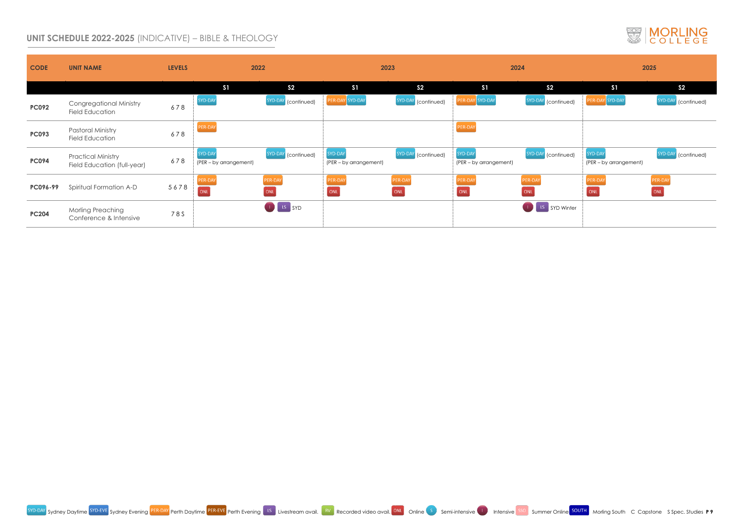## UNIT SCHEDULE 2022-2025 (INDICATIVE) – BIBLE & THEOLOGY

| CODE | UNIT NAME | LEVELS | 2022 S1 | 2022 S2 | 2023 S1 | 2023 S2 | 2024 S1 | 2024 S2 | 2025 S1 | 2025 S2 |
|---|---|---|---|---|---|---|---|---|---|---|
| PC092 | Congregational Ministry Field Education | 6 7 8 | SYD-DAY | SYD-DAY (continued) | PER-DAY SYD-DAY | SYD-DAY (continued) | PER-DAY SYD-DAY | SYD-DAY (continued) | PER-DAY SYD-DAY | SYD-DAY (continued) |
| PC093 | Pastoral Ministry Field Education | 6 7 8 | PER-DAY | | | | PER-DAY | | | |
| PC094 | Practical Ministry Field Education (full-year) | 6 7 8 | SYD-DAY (PER – by arrangement) | SYD-DAY (continued) | SYD-DAY (PER – by arrangement) | SYD-DAY (continued) | SYD-DAY (PER – by arrangement) | SYD-DAY (continued) | SYD-DAY (PER – by arrangement) | SYD-DAY (continued) |
| PC096-99 | Spiritual Formation A-D | 5 6 7 8 | PER-DAY ONL | PER-DAY ONL | PER-DAY ONL | PER-DAY ONL | PER-DAY ONL | PER-DAY ONL | PER-DAY ONL | PER-DAY ONL |
| PC204 | Morling Preaching Conference & Intensive | 7 8 S | | I LS SYD | | | | I LS SYD Winter | | |

SYD-DAY Sydney Daytime SYD-EVE Sydney Evening PER-DAY Perth Daytime PER-EVE Perth Evening LS Livestream avail. RV Recorded video avail. ONL Online S Semi-intensive I Intensive SSO Summer Online SOUTH Morling South C Capstone S Spec. Studies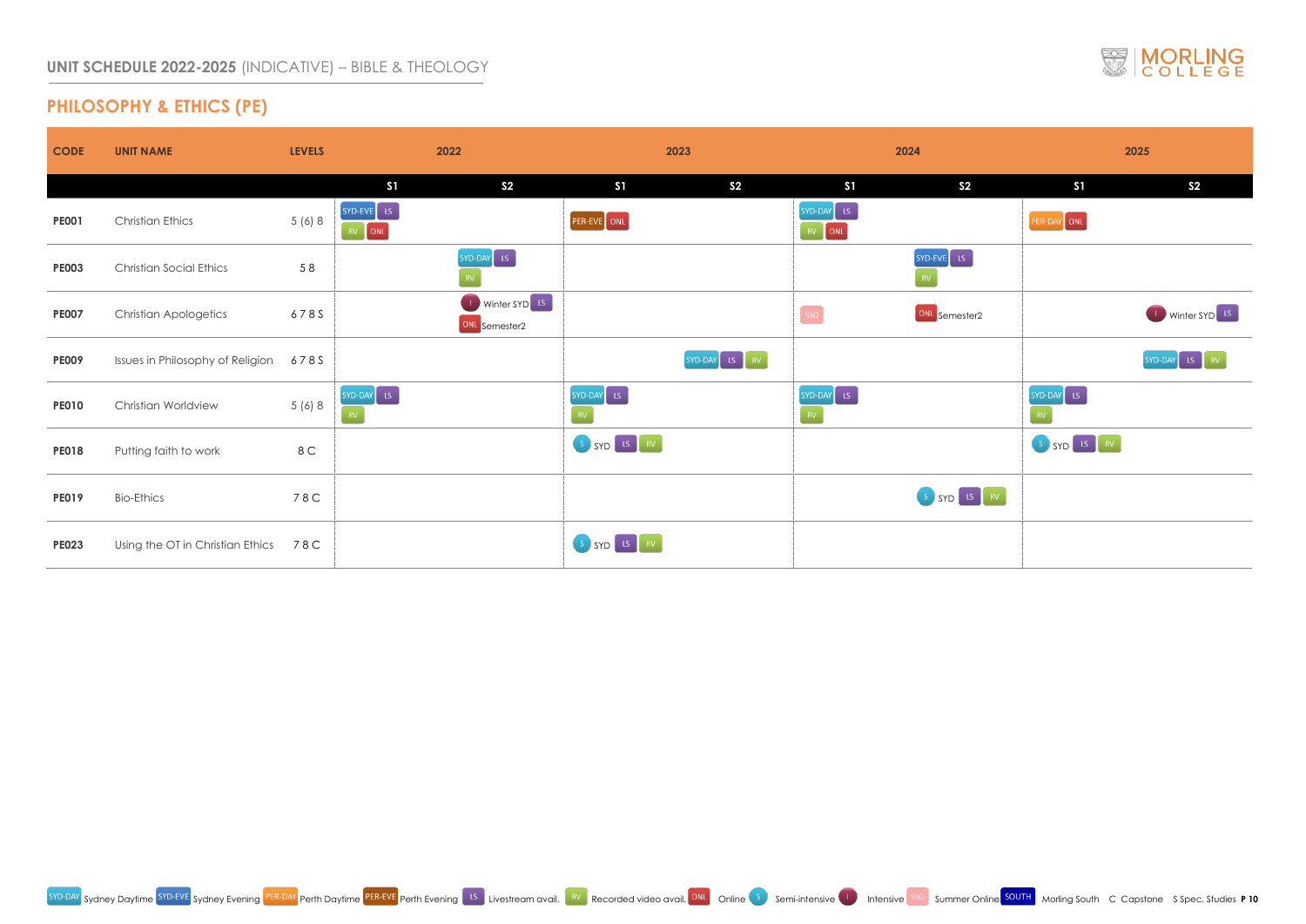# UNIT SCHEDULE 2022-2025 (INDICATIVE) – BIBLE & THEOLOGY

## PHILOSOPHY & ETHICS (PE)

| CODE | UNIT NAME | LEVELS | 2022 | | 2023 | | 2024 | | 2025 | |
|---|---|---|---|---|---|---|---|---|---|---|
| | | | S1 | S2 | S1 | S2 | S1 | S2 | S1 | S2 |
| PE001 | Christian Ethics | 5 (6) 8 | SYD-EVE LS RV ONL | | PER-EVE ONL | | SYD-DAY LS RV ONL | | PER-DAY ONL | |
| PE003 | Christian Social Ethics | 5 8 | | SYD-DAY LS RV | | | | SYD-EVE LS RV | | |
| PE007 | Christian Apologetics | 6 7 8 S | | I Winter SYD LS; ONL Semester2 | | | SSO | ONL Semester2 | | I Winter SYD LS |
| PE009 | Issues in Philosophy of Religion | 6 7 8 S | | | | SYD-DAY LS RV | | | | SYD-DAY LS RV |
| PE010 | Christian Worldview | 5 (6) 8 | SYD-DAY LS RV | | SYD-DAY LS RV | | SYD-DAY LS RV | | SYD-DAY LS RV | |
| PE018 | Putting faith to work | 8 C | | | S SYD LS RV | | | | S SYD LS RV | |
| PE019 | Bio-Ethics | 7 8 C | | | | | | S SYD LS RV | | |
| PE023 | Using the OT in Christian Ethics | 7 8 C | | | S SYD LS RV | | | | | |

SYD-DAY Sydney Daytime SYD-EVE Sydney Evening PER-DAY Perth Daytime PER-EVE Perth Evening LS Livestream avail. RV Recorded video avail. ONL Online S Semi-intensive I Intensive SSO Summer Online SOUTH Morling South C Capstone S Spec. Studies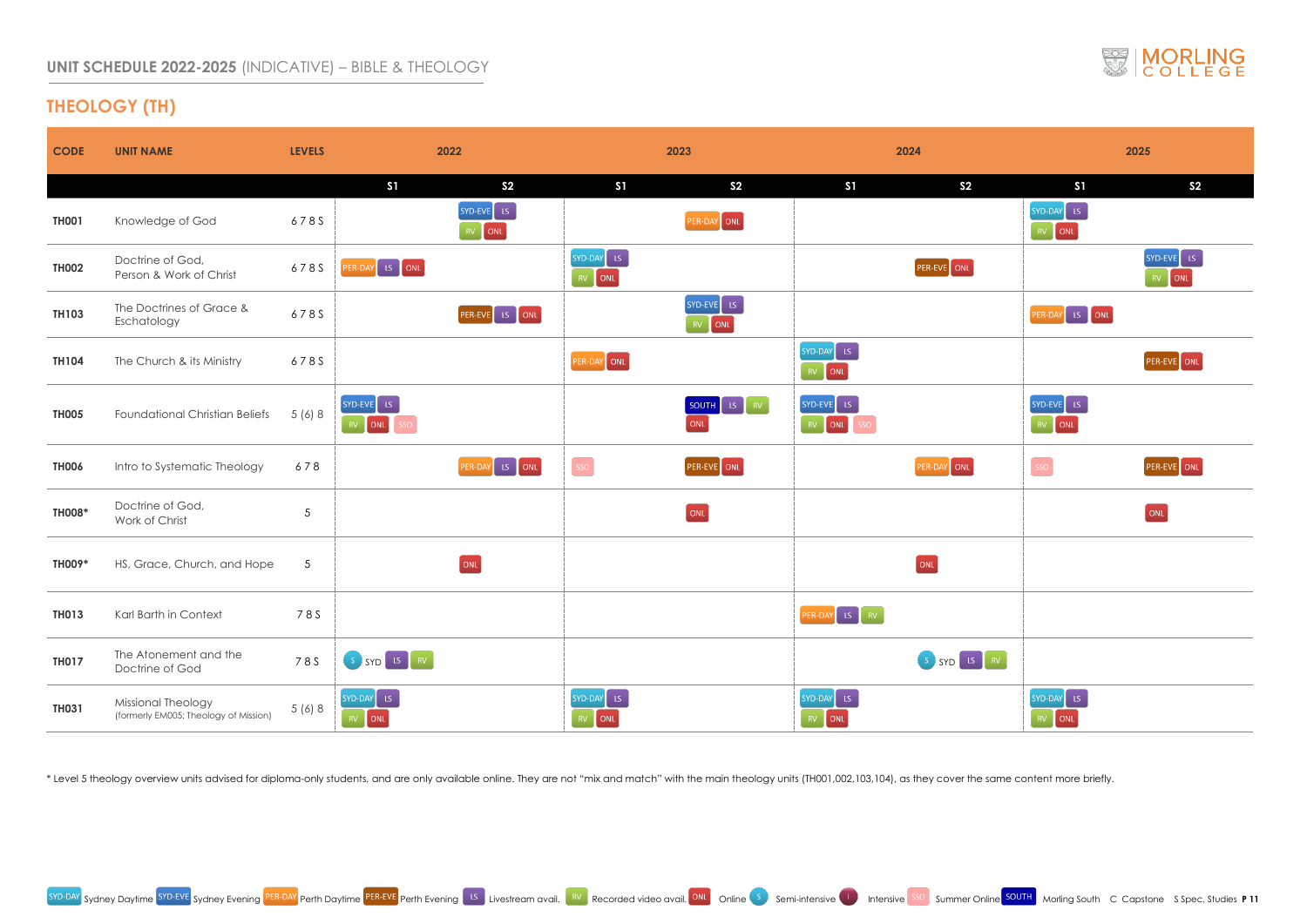## UNIT SCHEDULE 2022-2025 (INDICATIVE) – BIBLE & THEOLOGY

# THEOLOGY (TH)

| CODE | UNIT NAME | LEVELS | 2022 S1 | 2022 S2 | 2023 S1 | 2023 S2 | 2024 S1 | 2024 S2 | 2025 S1 | 2025 S2 |
|---|---|---|---|---|---|---|---|---|---|---|
| TH001 | Knowledge of God | 6 7 8 S | | SYD-EVE LS RV ONL | | PER-DAY ONL | | | SYD-DAY LS RV ONL | |
| TH002 | Doctrine of God, Person & Work of Christ | 6 7 8 S | PER-DAY LS ONL | | SYD-DAY LS RV ONL | | | PER-EVE ONL | | SYD-EVE LS RV ONL |
| TH103 | The Doctrines of Grace & Eschatology | 6 7 8 S | | PER-EVE LS ONL | | SYD-EVE LS RV ONL | | | PER-DAY LS ONL | |
| TH104 | The Church & its Ministry | 6 7 8 S | | | PER-DAY ONL | | SYD-DAY LS RV ONL | | | PER-EVE ONL |
| TH005 | Foundational Christian Beliefs | 5 (6) 8 | SYD-EVE LS RV ONL SSO | | | SOUTH LS RV ONL | SYD-EVE LS RV ONL SSO | | SYD-EVE LS RV ONL | |
| TH006 | Intro to Systematic Theology | 6 7 8 | | PER-DAY LS ONL | SSO | PER-EVE ONL | | PER-DAY ONL | SSO | PER-EVE ONL |
| TH008* | Doctrine of God, Work of Christ | 5 | | | | ONL | | | | ONL |
| TH009* | HS, Grace, Church, and Hope | 5 | | ONL | | | | ONL | | |
| TH013 | Karl Barth in Context | 7 8 S | | | | | PER-DAY LS RV | | | |
| TH017 | The Atonement and the Doctrine of God | 7 8 S | S SYD LS RV | | | | | S SYD LS RV | | |
| TH031 | Missional Theology (formerly EM005: Theology of Mission) | 5 (6) 8 | SYD-DAY LS RV ONL | | SYD-DAY LS RV ONL | | SYD-DAY LS RV ONL | | SYD-DAY LS RV ONL | |

\* Level 5 theology overview units advised for diploma-only students, and are only available online. They are not "mix and match" with the main theology units (TH001,002,103,104), as they cover the same content more briefly.

SYD-DAY Sydney Daytime | SYD-EVE Sydney Evening | PER-DAY Perth Daytime | PER-EVE Perth Evening | LS Livestream avail. | RV Recorded video avail. | ONL Online | S Semi-intensive | I Intensive | SSO Summer Online | SOUTH Morling South | C Capstone | S Spec. Studies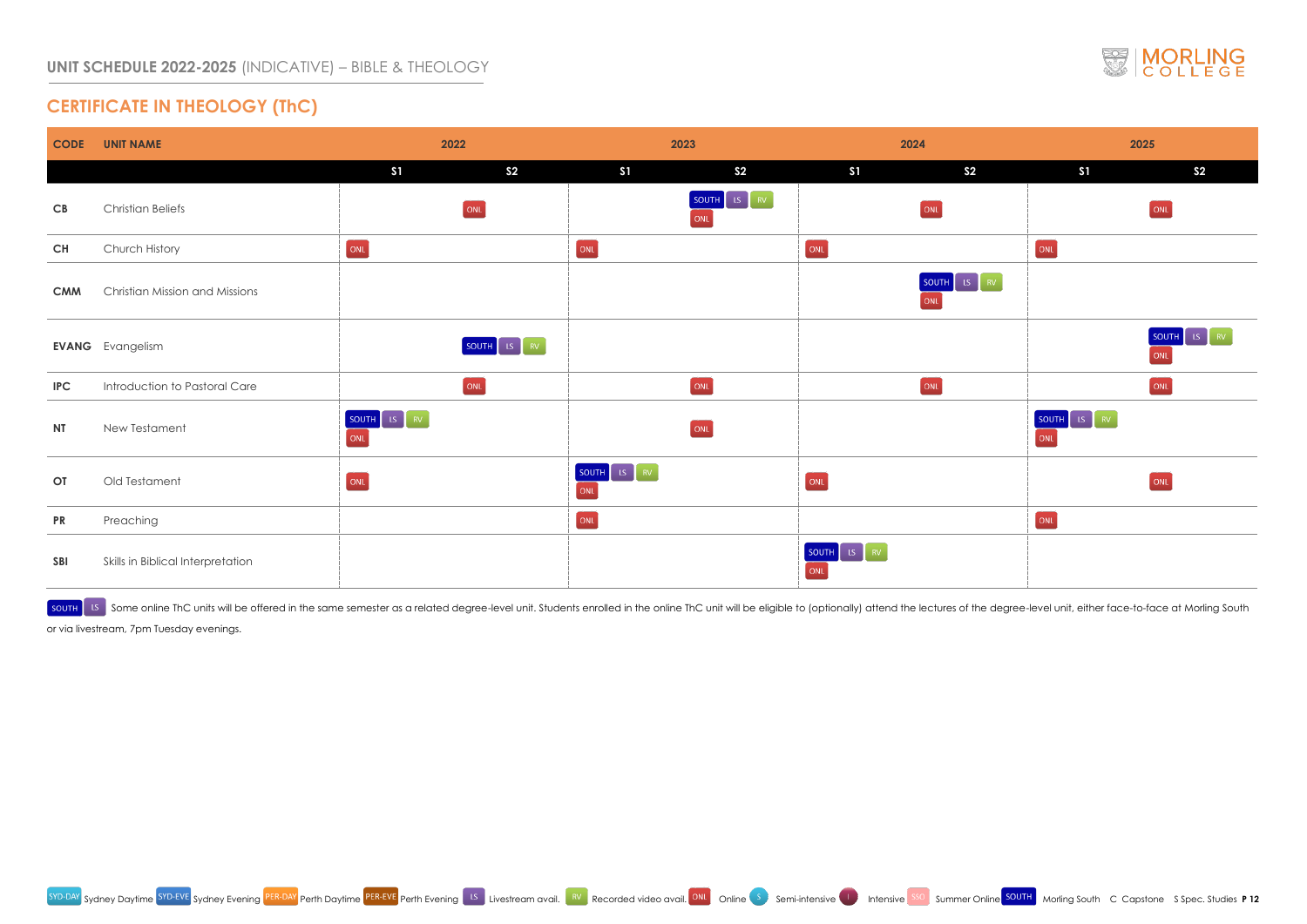UNIT SCHEDULE 2022-2025 (INDICATIVE) – BIBLE & THEOLOGY

## CERTIFICATE IN THEOLOGY (ThC)

| CODE | UNIT NAME | 2022 S1 | 2022 S2 | 2023 S1 | 2023 S2 | 2024 S1 | 2024 S2 | 2025 S1 | 2025 S2 |
|---|---|---|---|---|---|---|---|---|---|
| CB | Christian Beliefs | | ONL | | SOUTH LS RV ONL | | ONL | | ONL |
| CH | Church History | ONL | | ONL | | ONL | | ONL | |
| CMM | Christian Mission and Missions | | | | | | SOUTH LS RV ONL | | |
| EVANG | Evangelism | | SOUTH LS RV | | | | | | SOUTH LS RV ONL |
| IPC | Introduction to Pastoral Care | | ONL | | ONL | | ONL | | ONL |
| NT | New Testament | SOUTH LS RV ONL | | | ONL | | | SOUTH LS RV ONL | |
| OT | Old Testament | ONL | | SOUTH LS RV ONL | | ONL | | | ONL |
| PR | Preaching | | | ONL | | | | ONL | |
| SBI | Skills in Biblical Interpretation | | | | | SOUTH LS RV ONL | | | |

SOUTH LS Some online ThC units will be offered in the same semester as a related degree-level unit. Students enrolled in the online ThC unit will be eligible to (optionally) attend the lectures of the degree-level unit, either face-to-face at Morling South or via livestream, 7pm Tuesday evenings.

SYD-DAY Sydney Daytime SYD-EVE Sydney Evening PER-DAY Perth Daytime PER-EVE Perth Evening LS Livestream avail. RV Recorded video avail. ONL Online S Semi-intensive I Intensive SSO Summer Online SOUTH Morling South C Capstone S Spec. Studies